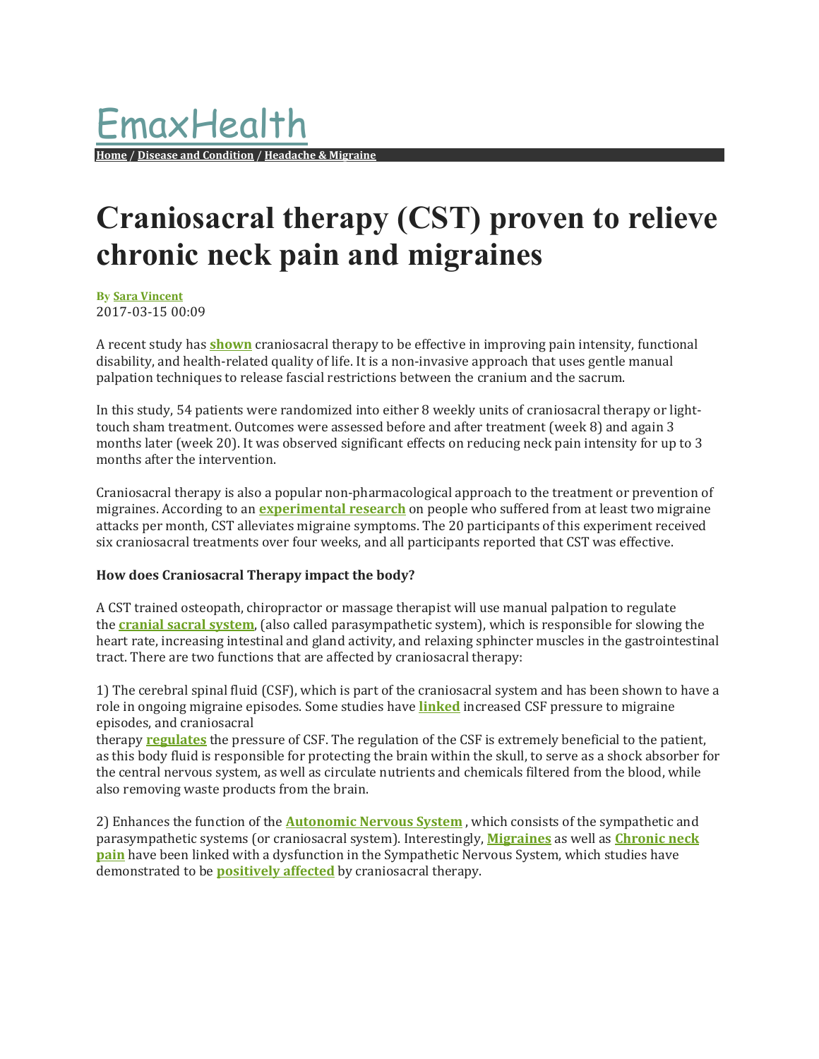EmaxHealth

Home / Disease and Condition / Headache & Migraine

# Craniosacral therapy (CST) proven to relieve chronic neck pain and migraines

**By Sara Vincent**
2017-03-15 00:09

A recent study has **shown** craniosacral therapy to be effective in improving pain intensity, functional disability, and health-related quality of life. It is a non-invasive approach that uses gentle manual palpation techniques to release fascial restrictions between the cranium and the sacrum.

In this study, 54 patients were randomized into either 8 weekly units of craniosacral therapy or light-touch sham treatment. Outcomes were assessed before and after treatment (week 8) and again 3 months later (week 20). It was observed significant effects on reducing neck pain intensity for up to 3 months after the intervention.

Craniosacral therapy is also a popular non-pharmacological approach to the treatment or prevention of migraines. According to an **experimental research** on people who suffered from at least two migraine attacks per month, CST alleviates migraine symptoms. The 20 participants of this experiment received six craniosacral treatments over four weeks, and all participants reported that CST was effective.

**How does Craniosacral Therapy impact the body?**

A CST trained osteopath, chiropractor or massage therapist will use manual palpation to regulate the **cranial sacral system**, (also called parasympathetic system), which is responsible for slowing the heart rate, increasing intestinal and gland activity, and relaxing sphincter muscles in the gastrointestinal tract. There are two functions that are affected by craniosacral therapy:

1) The cerebral spinal fluid (CSF), which is part of the craniosacral system and has been shown to have a role in ongoing migraine episodes. Some studies have **linked** increased CSF pressure to migraine episodes, and craniosacral therapy **regulates** the pressure of CSF. The regulation of the CSF is extremely beneficial to the patient, as this body fluid is responsible for protecting the brain within the skull, to serve as a shock absorber for the central nervous system, as well as circulate nutrients and chemicals filtered from the blood, while also removing waste products from the brain.

2) Enhances the function of the **Autonomic Nervous System** , which consists of the sympathetic and parasympathetic systems (or craniosacral system). Interestingly, **Migraines** as well as **Chronic neck pain** have been linked with a dysfunction in the Sympathetic Nervous System, which studies have demonstrated to be **positively affected** by craniosacral therapy.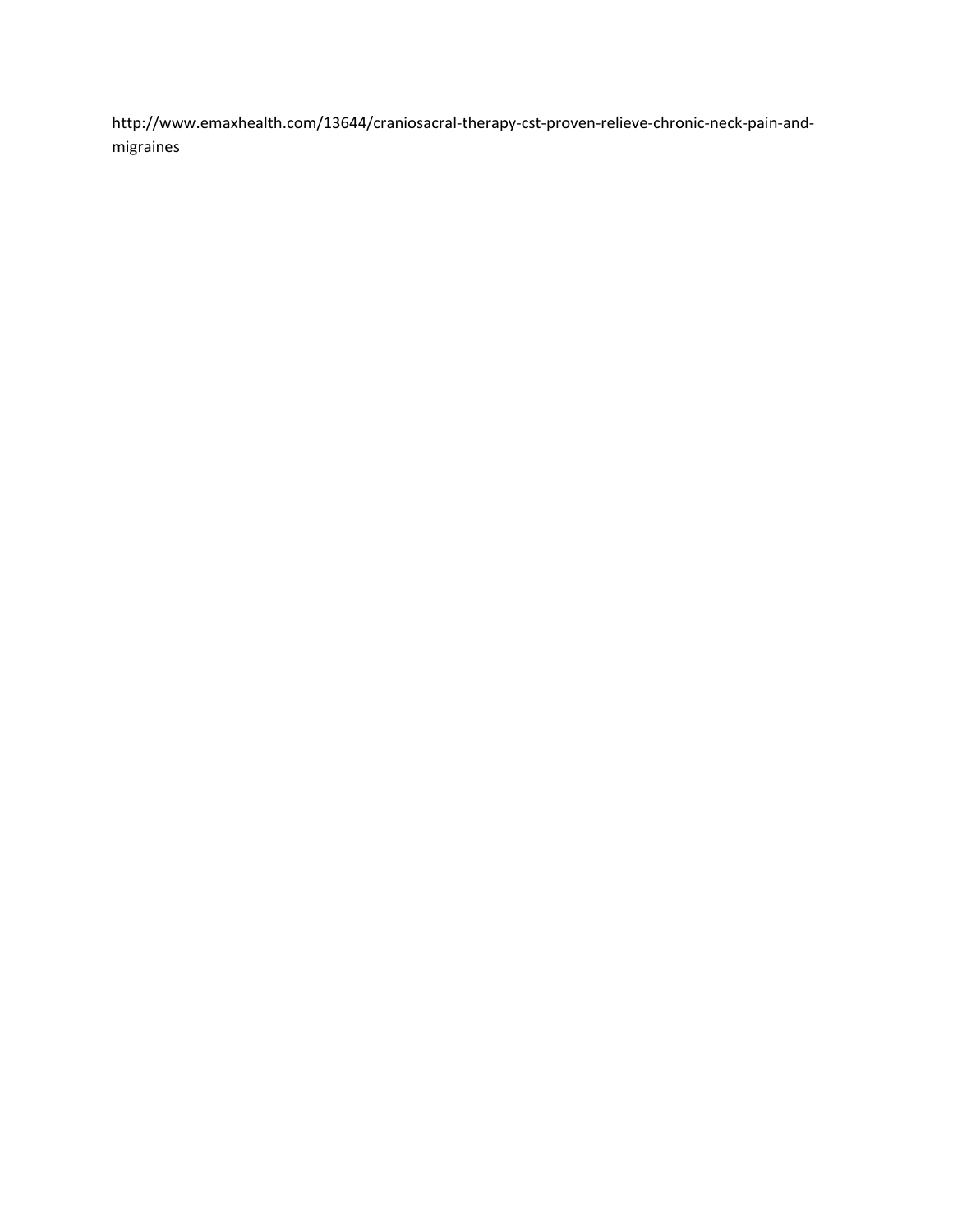http://www.emaxhealth.com/13644/craniosacral-therapy-cst-proven-relieve-chronic-neck-pain-and-migraines